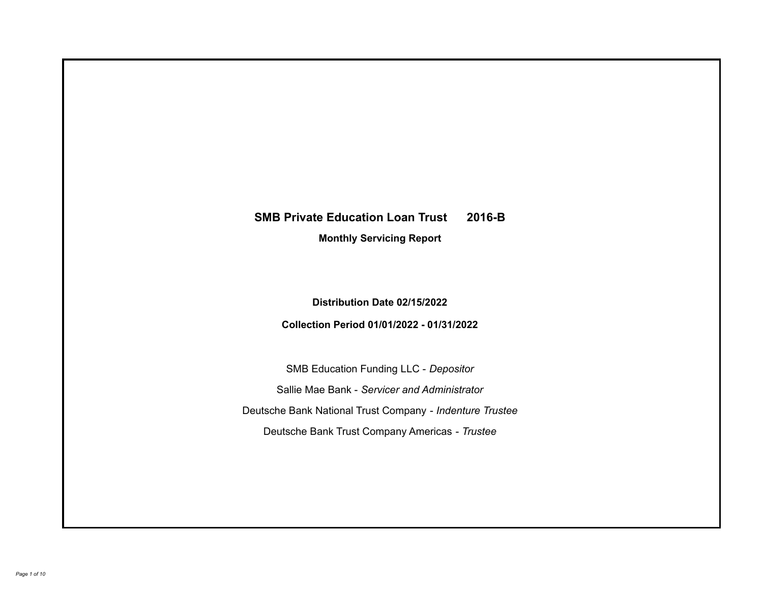# SMB Private Education Loan Trust 2016-B

**Monthly Servicing Report**

**Distribution Date 02/15/2022**

**Collection Period 01/01/2022 - 01/31/2022**

SMB Education Funding LLC - *Depositor*

Sallie Mae Bank - *Servicer and Administrator*

Deutsche Bank National Trust Company - *Indenture Trustee*

Deutsche Bank Trust Company Americas - *Trustee*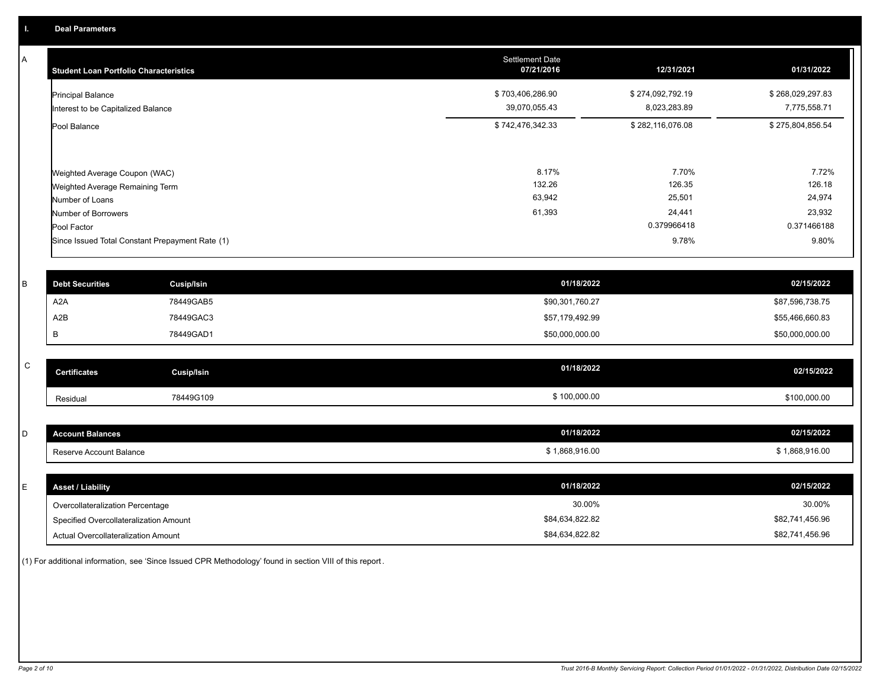## I. Deal Parameters

### A

| Student Loan Portfolio Characteristics | Settlement Date 07/21/2016 | 12/31/2021 | 01/31/2022 |
|---|---|---|---|
| Principal Balance | $ 703,406,286.90 | $ 274,092,792.19 | $ 268,029,297.83 |
| Interest to be Capitalized Balance | 39,070,055.43 | 8,023,283.89 | 7,775,558.71 |
| Pool Balance | $ 742,476,342.33 | $ 282,116,076.08 | $ 275,804,856.54 |
| Weighted Average Coupon (WAC) | 8.17% | 7.70% | 7.72% |
| Weighted Average Remaining Term | 132.26 | 126.35 | 126.18 |
| Number of Loans | 63,942 | 25,501 | 24,974 |
| Number of Borrowers | 61,393 | 24,441 | 23,932 |
| Pool Factor | | 0.379966418 | 0.371466188 |
| Since Issued Total Constant Prepayment Rate (1) | | 9.78% | 9.80% |

### B

| Debt Securities | Cusip/Isin | 01/18/2022 | 02/15/2022 |
|---|---|---|---|
| A2A | 78449GAB5 | $90,301,760.27 | $87,596,738.75 |
| A2B | 78449GAC3 | $57,179,492.99 | $55,466,660.83 |
| B | 78449GAD1 | $50,000,000.00 | $50,000,000.00 |

### C

| Certificates | Cusip/Isin | 01/18/2022 | 02/15/2022 |
|---|---|---|---|
| Residual | 78449G109 | $ 100,000.00 | $100,000.00 |

### D

| Account Balances | 01/18/2022 | 02/15/2022 |
|---|---|---|
| Reserve Account Balance | $ 1,868,916.00 | $ 1,868,916.00 |

### E

| Asset / Liability | 01/18/2022 | 02/15/2022 |
|---|---|---|
| Overcollateralization Percentage | 30.00% | 30.00% |
| Specified Overcollateralization Amount | $84,634,822.82 | $82,741,456.96 |
| Actual Overcollateralization Amount | $84,634,822.82 | $82,741,456.96 |

(1) For additional information, see 'Since Issued CPR Methodology' found in section VIII of this report.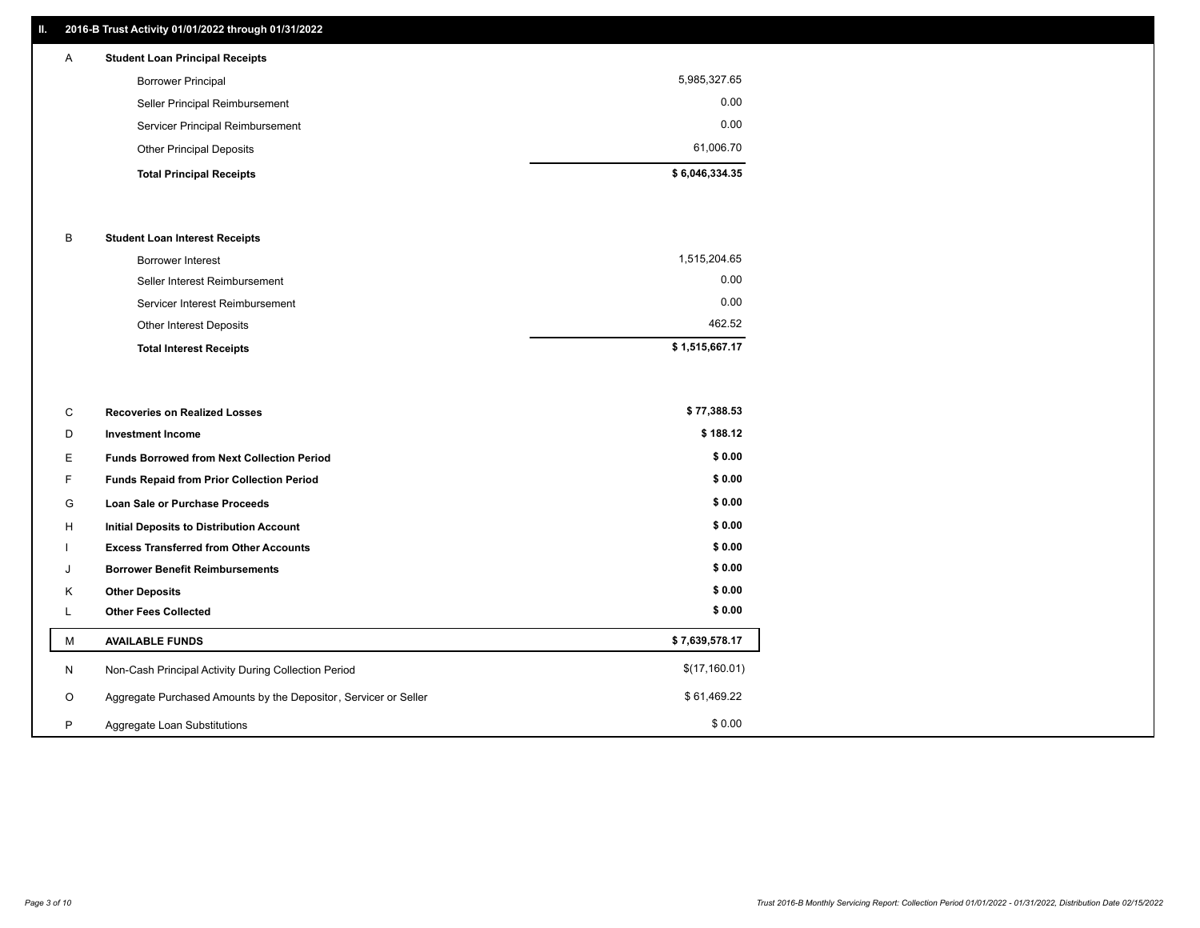## II. 2016-B Trust Activity 01/01/2022 through 01/31/2022

| | | |
|---|---|---|
| **A** | **Student Loan Principal Receipts** | |
| | Borrower Principal | 5,985,327.65 |
| | Seller Principal Reimbursement | 0.00 |
| | Servicer Principal Reimbursement | 0.00 |
| | Other Principal Deposits | 61,006.70 |
| | **Total Principal Receipts** | **$ 6,046,334.35** |
| **B** | **Student Loan Interest Receipts** | |
| | Borrower Interest | 1,515,204.65 |
| | Seller Interest Reimbursement | 0.00 |
| | Servicer Interest Reimbursement | 0.00 |
| | Other Interest Deposits | 462.52 |
| | **Total Interest Receipts** | **$ 1,515,667.17** |
| **C** | **Recoveries on Realized Losses** | **$ 77,388.53** |
| **D** | **Investment Income** | **$ 188.12** |
| **E** | **Funds Borrowed from Next Collection Period** | **$ 0.00** |
| **F** | **Funds Repaid from Prior Collection Period** | **$ 0.00** |
| **G** | **Loan Sale or Purchase Proceeds** | **$ 0.00** |
| **H** | **Initial Deposits to Distribution Account** | **$ 0.00** |
| **I** | **Excess Transferred from Other Accounts** | **$ 0.00** |
| **J** | **Borrower Benefit Reimbursements** | **$ 0.00** |
| **K** | **Other Deposits** | **$ 0.00** |
| **L** | **Other Fees Collected** | **$ 0.00** |
| **M** | **AVAILABLE FUNDS** | **$ 7,639,578.17** |
| N | Non-Cash Principal Activity During Collection Period | $(17,160.01) |
| O | Aggregate Purchased Amounts by the Depositor, Servicer or Seller | $ 61,469.22 |
| P | Aggregate Loan Substitutions | $ 0.00 |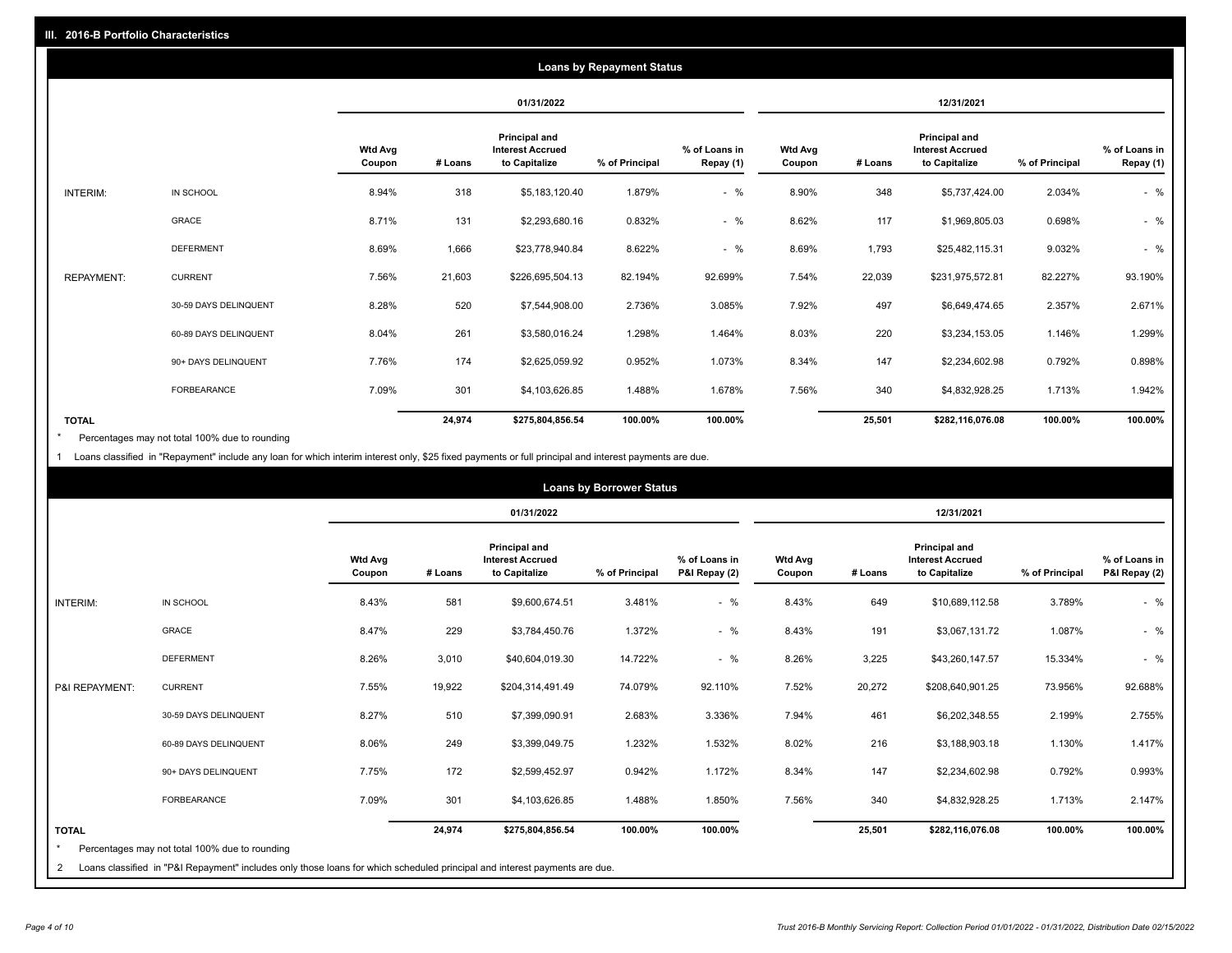## III. 2016-B Portfolio Characteristics

### Loans by Repayment Status

| | | 01/31/2022 | | | | | 12/31/2021 | | | | |
|---|---|---|---|---|---|---|---|---|---|---|---|
| | | Wtd Avg Coupon | # Loans | Principal and Interest Accrued to Capitalize | % of Principal | % of Loans in Repay (1) | Wtd Avg Coupon | # Loans | Principal and Interest Accrued to Capitalize | % of Principal | % of Loans in Repay (1) |
| INTERIM: | IN SCHOOL | 8.94% | 318 | $5,183,120.40 | 1.879% | - % | 8.90% | 348 | $5,737,424.00 | 2.034% | - % |
| | GRACE | 8.71% | 131 | $2,293,680.16 | 0.832% | - % | 8.62% | 117 | $1,969,805.03 | 0.698% | - % |
| | DEFERMENT | 8.69% | 1,666 | $23,778,940.84 | 8.622% | - % | 8.69% | 1,793 | $25,482,115.31 | 9.032% | - % |
| REPAYMENT: | CURRENT | 7.56% | 21,603 | $226,695,504.13 | 82.194% | 92.699% | 7.54% | 22,039 | $231,975,572.81 | 82.227% | 93.190% |
| | 30-59 DAYS DELINQUENT | 8.28% | 520 | $7,544,908.00 | 2.736% | 3.085% | 7.92% | 497 | $6,649,474.65 | 2.357% | 2.671% |
| | 60-89 DAYS DELINQUENT | 8.04% | 261 | $3,580,016.24 | 1.298% | 1.464% | 8.03% | 220 | $3,234,153.05 | 1.146% | 1.299% |
| | 90+ DAYS DELINQUENT | 7.76% | 174 | $2,625,059.92 | 0.952% | 1.073% | 8.34% | 147 | $2,234,602.98 | 0.792% | 0.898% |
| | FORBEARANCE | 7.09% | 301 | $4,103,626.85 | 1.488% | 1.678% | 7.56% | 340 | $4,832,928.25 | 1.713% | 1.942% |
| TOTAL | | | 24,974 | $275,804,856.54 | 100.00% | 100.00% | | 25,501 | $282,116,076.08 | 100.00% | 100.00% |

* Percentages may not total 100% due to rounding

1 Loans classified in "Repayment" include any loan for which interim interest only, $25 fixed payments or full principal and interest payments are due.

### Loans by Borrower Status

| | | 01/31/2022 | | | | | 12/31/2021 | | | | |
|---|---|---|---|---|---|---|---|---|---|---|---|
| | | Wtd Avg Coupon | # Loans | Principal and Interest Accrued to Capitalize | % of Principal | % of Loans in P&I Repay (2) | Wtd Avg Coupon | # Loans | Principal and Interest Accrued to Capitalize | % of Principal | % of Loans in P&I Repay (2) |
| INTERIM: | IN SCHOOL | 8.43% | 581 | $9,600,674.51 | 3.481% | - % | 8.43% | 649 | $10,689,112.58 | 3.789% | - % |
| | GRACE | 8.47% | 229 | $3,784,450.76 | 1.372% | - % | 8.43% | 191 | $3,067,131.72 | 1.087% | - % |
| | DEFERMENT | 8.26% | 3,010 | $40,604,019.30 | 14.722% | - % | 8.26% | 3,225 | $43,260,147.57 | 15.334% | - % |
| P&I REPAYMENT: | CURRENT | 7.55% | 19,922 | $204,314,491.49 | 74.079% | 92.110% | 7.52% | 20,272 | $208,640,901.25 | 73.956% | 92.688% |
| | 30-59 DAYS DELINQUENT | 8.27% | 510 | $7,399,090.91 | 2.683% | 3.336% | 7.94% | 461 | $6,202,348.55 | 2.199% | 2.755% |
| | 60-89 DAYS DELINQUENT | 8.06% | 249 | $3,399,049.75 | 1.232% | 1.532% | 8.02% | 216 | $3,188,903.18 | 1.130% | 1.417% |
| | 90+ DAYS DELINQUENT | 7.75% | 172 | $2,599,452.97 | 0.942% | 1.172% | 8.34% | 147 | $2,234,602.98 | 0.792% | 0.993% |
| | FORBEARANCE | 7.09% | 301 | $4,103,626.85 | 1.488% | 1.850% | 7.56% | 340 | $4,832,928.25 | 1.713% | 2.147% |
| TOTAL | | | 24,974 | $275,804,856.54 | 100.00% | 100.00% | | 25,501 | $282,116,076.08 | 100.00% | 100.00% |

* Percentages may not total 100% due to rounding

2 Loans classified in "P&I Repayment" includes only those loans for which scheduled principal and interest payments are due.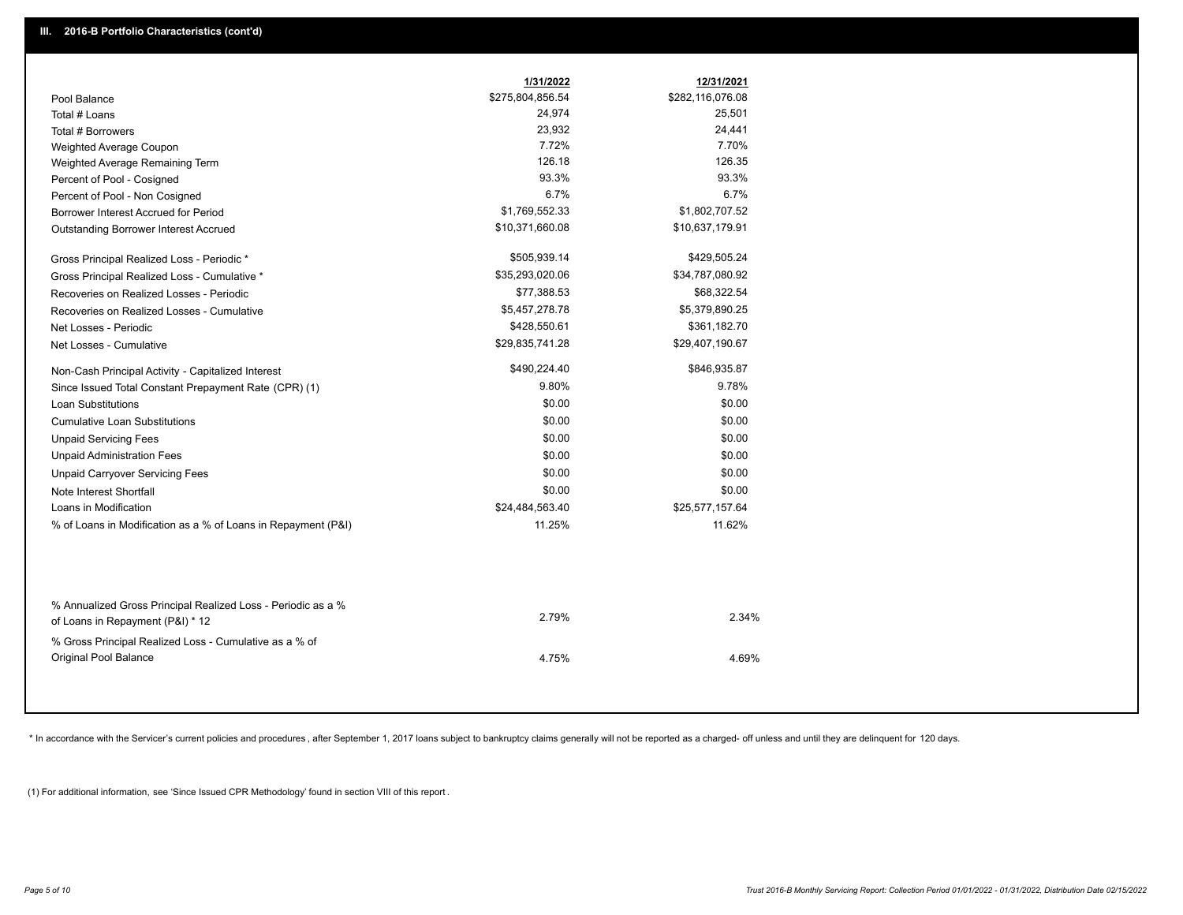## III. 2016-B Portfolio Characteristics (cont'd)

| | 1/31/2022 | 12/31/2021 |
|---|---|---|
| Pool Balance | $275,804,856.54 | $282,116,076.08 |
| Total # Loans | 24,974 | 25,501 |
| Total # Borrowers | 23,932 | 24,441 |
| Weighted Average Coupon | 7.72% | 7.70% |
| Weighted Average Remaining Term | 126.18 | 126.35 |
| Percent of Pool - Cosigned | 93.3% | 93.3% |
| Percent of Pool - Non Cosigned | 6.7% | 6.7% |
| Borrower Interest Accrued for Period | $1,769,552.33 | $1,802,707.52 |
| Outstanding Borrower Interest Accrued | $10,371,660.08 | $10,637,179.91 |
| Gross Principal Realized Loss - Periodic * | $505,939.14 | $429,505.24 |
| Gross Principal Realized Loss - Cumulative * | $35,293,020.06 | $34,787,080.92 |
| Recoveries on Realized Losses - Periodic | $77,388.53 | $68,322.54 |
| Recoveries on Realized Losses - Cumulative | $5,457,278.78 | $5,379,890.25 |
| Net Losses - Periodic | $428,550.61 | $361,182.70 |
| Net Losses - Cumulative | $29,835,741.28 | $29,407,190.67 |
| Non-Cash Principal Activity - Capitalized Interest | $490,224.40 | $846,935.87 |
| Since Issued Total Constant Prepayment Rate (CPR) (1) | 9.80% | 9.78% |
| Loan Substitutions | $0.00 | $0.00 |
| Cumulative Loan Substitutions | $0.00 | $0.00 |
| Unpaid Servicing Fees | $0.00 | $0.00 |
| Unpaid Administration Fees | $0.00 | $0.00 |
| Unpaid Carryover Servicing Fees | $0.00 | $0.00 |
| Note Interest Shortfall | $0.00 | $0.00 |
| Loans in Modification | $24,484,563.40 | $25,577,157.64 |
| % of Loans in Modification as a % of Loans in Repayment (P&I) | 11.25% | 11.62% |
| % Annualized Gross Principal Realized Loss - Periodic as a % of Loans in Repayment (P&I) * 12 | 2.79% | 2.34% |
| % Gross Principal Realized Loss - Cumulative as a % of Original Pool Balance | 4.75% | 4.69% |

* In accordance with the Servicer's current policies and procedures, after September 1, 2017 loans subject to bankruptcy claims generally will not be reported as a charged- off unless and until they are delinquent for 120 days.

(1) For additional information, see 'Since Issued CPR Methodology' found in section VIII of this report.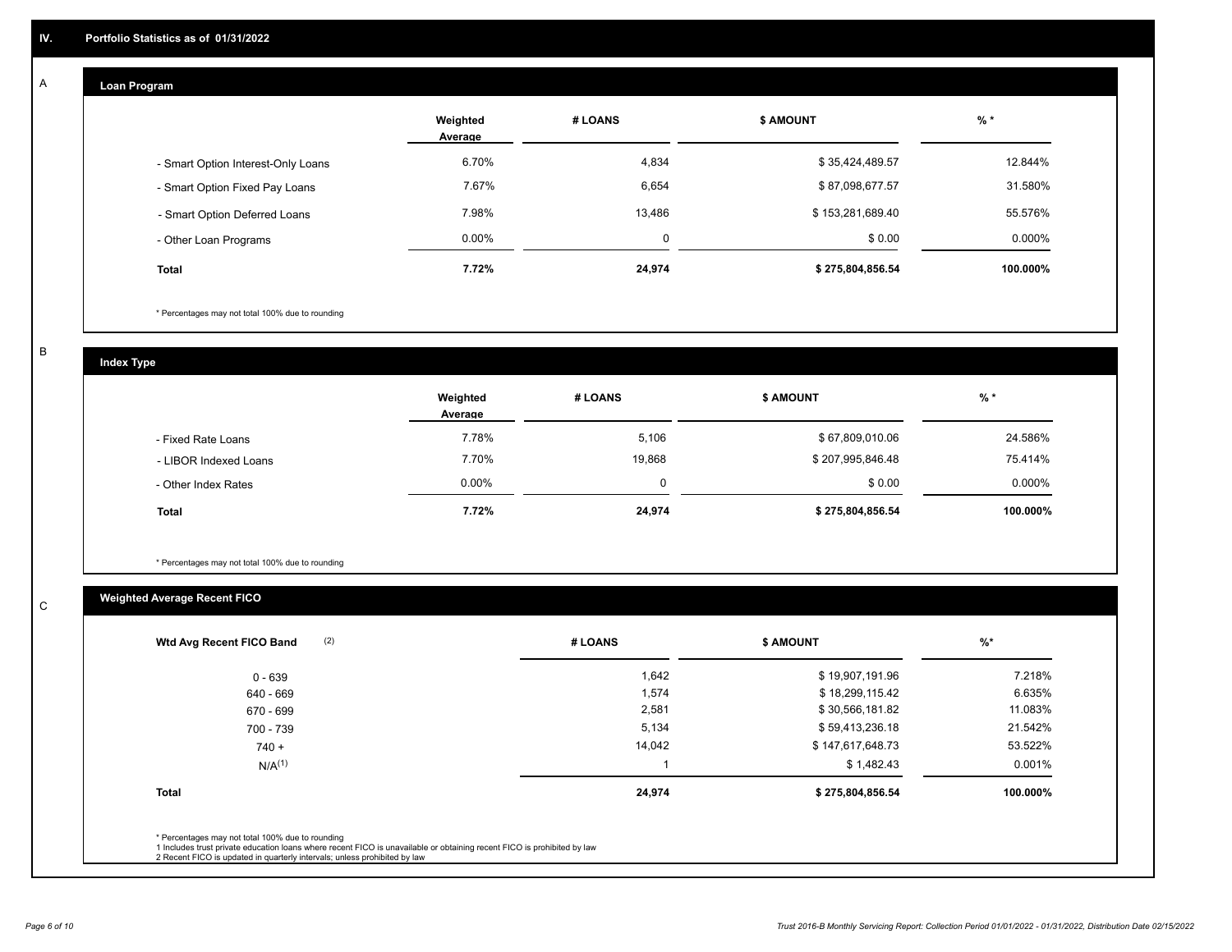## IV. Portfolio Statistics as of 01/31/2022

### A

**Loan Program**

| | Weighted Average | # LOANS | $ AMOUNT | % * |
|---|---|---|---|---|
| - Smart Option Interest-Only Loans | 6.70% | 4,834 | $ 35,424,489.57 | 12.844% |
| - Smart Option Fixed Pay Loans | 7.67% | 6,654 | $ 87,098,677.57 | 31.580% |
| - Smart Option Deferred Loans | 7.98% | 13,486 | $ 153,281,689.40 | 55.576% |
| - Other Loan Programs | 0.00% | 0 | $ 0.00 | 0.000% |
| **Total** | **7.72%** | **24,974** | **$ 275,804,856.54** | **100.000%** |

* Percentages may not total 100% due to rounding

### B

**Index Type**

| | Weighted Average | # LOANS | $ AMOUNT | % * |
|---|---|---|---|---|
| - Fixed Rate Loans | 7.78% | 5,106 | $ 67,809,010.06 | 24.586% |
| - LIBOR Indexed Loans | 7.70% | 19,868 | $ 207,995,846.48 | 75.414% |
| - Other Index Rates | 0.00% | 0 | $ 0.00 | 0.000% |
| **Total** | **7.72%** | **24,974** | **$ 275,804,856.54** | **100.000%** |

* Percentages may not total 100% due to rounding

### C

**Weighted Average Recent FICO**

| Wtd Avg Recent FICO Band (2) | # LOANS | $ AMOUNT | %* |
|---|---|---|---|
| 0 - 639 | 1,642 | $ 19,907,191.96 | 7.218% |
| 640 - 669 | 1,574 | $ 18,299,115.42 | 6.635% |
| 670 - 699 | 2,581 | $ 30,566,181.82 | 11.083% |
| 700 - 739 | 5,134 | $ 59,413,236.18 | 21.542% |
| 740 + | 14,042 | $ 147,617,648.73 | 53.522% |
| N/A(1) | 1 | $ 1,482.43 | 0.001% |
| **Total** | **24,974** | **$ 275,804,856.54** | **100.000%** |

* Percentages may not total 100% due to rounding
1 Includes trust private education loans where recent FICO is unavailable or obtaining recent FICO is prohibited by law
2 Recent FICO is updated in quarterly intervals; unless prohibited by law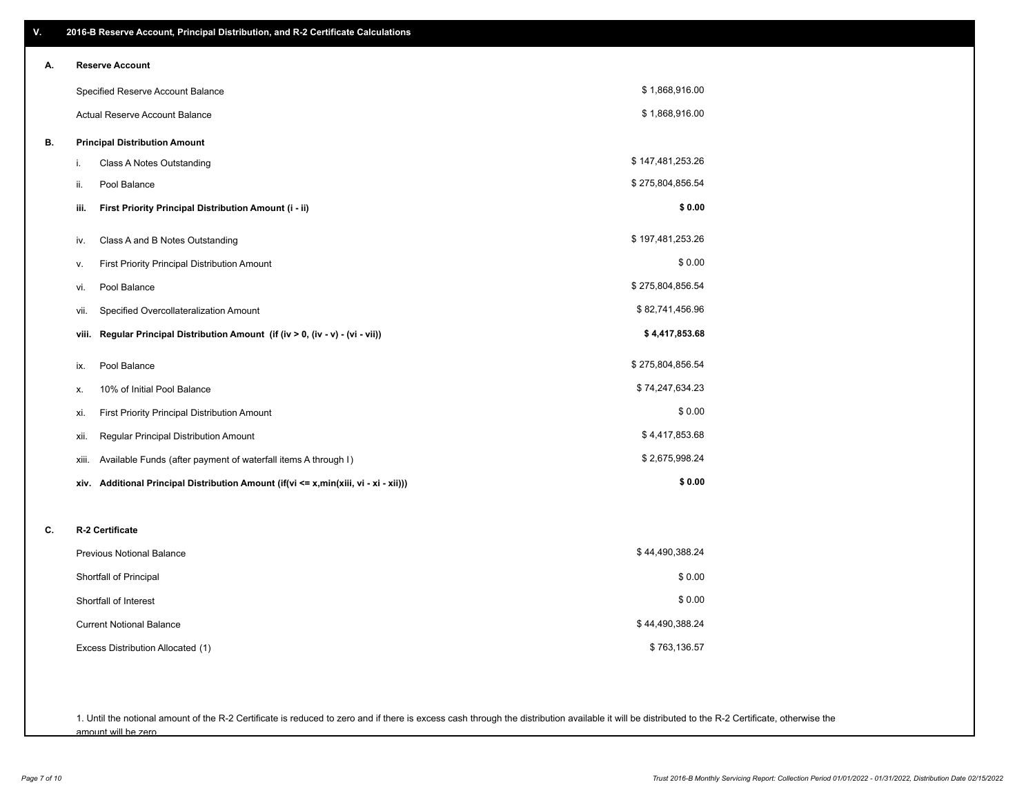## V. 2016-B Reserve Account, Principal Distribution, and R-2 Certificate Calculations

### A. Reserve Account

| | |
|---|---|
| Specified Reserve Account Balance | $ 1,868,916.00 |
| Actual Reserve Account Balance | $ 1,868,916.00 |

### B. Principal Distribution Amount

| | | |
|---|---|---|
| i. | Class A Notes Outstanding | $ 147,481,253.26 |
| ii. | Pool Balance | $ 275,804,856.54 |
| **iii.** | **First Priority Principal Distribution Amount (i - ii)** | **$ 0.00** |
| iv. | Class A and B Notes Outstanding | $ 197,481,253.26 |
| v. | First Priority Principal Distribution Amount | $ 0.00 |
| vi. | Pool Balance | $ 275,804,856.54 |
| vii. | Specified Overcollateralization Amount | $ 82,741,456.96 |
| **viii.** | **Regular Principal Distribution Amount (if (iv > 0, (iv - v) - (vi - vii))** | **$ 4,417,853.68** |
| ix. | Pool Balance | $ 275,804,856.54 |
| x. | 10% of Initial Pool Balance | $ 74,247,634.23 |
| xi. | First Priority Principal Distribution Amount | $ 0.00 |
| xii. | Regular Principal Distribution Amount | $ 4,417,853.68 |
| xiii. | Available Funds (after payment of waterfall items A through I) | $ 2,675,998.24 |
| **xiv.** | **Additional Principal Distribution Amount (if(vi <= x,min(xiii, vi - xi - xii)))** | **$ 0.00** |

### C. R-2 Certificate

| | |
|---|---|
| Previous Notional Balance | $ 44,490,388.24 |
| Shortfall of Principal | $ 0.00 |
| Shortfall of Interest | $ 0.00 |
| Current Notional Balance | $ 44,490,388.24 |
| Excess Distribution Allocated (1) | $ 763,136.57 |

1. Until the notional amount of the R-2 Certificate is reduced to zero and if there is excess cash through the distribution available it will be distributed to the R-2 Certificate, otherwise the amount will be zero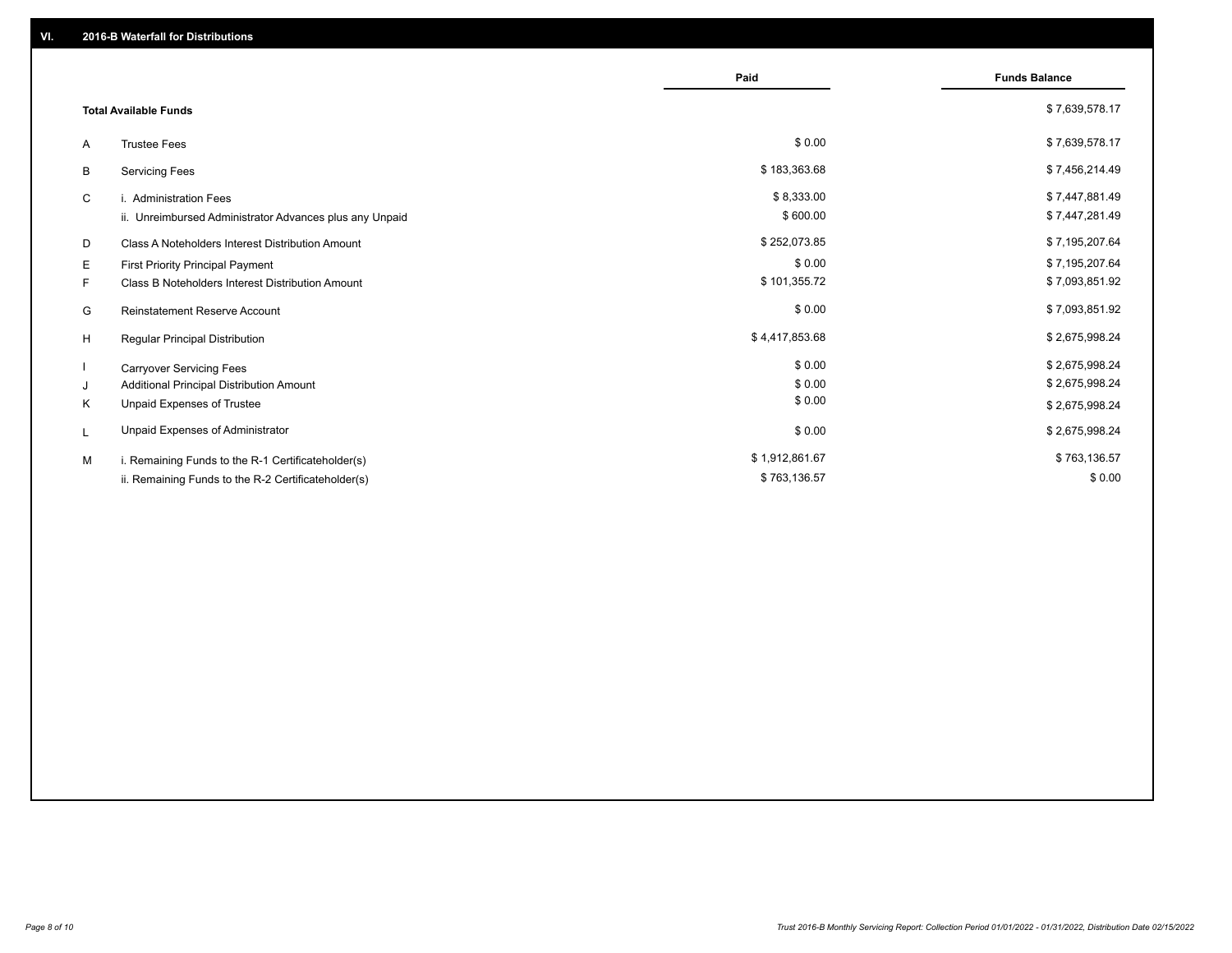## VI. 2016-B Waterfall for Distributions

| | | Paid | Funds Balance |
|---|---|---|---|
| | **Total Available Funds** | | $ 7,639,578.17 |
| A | Trustee Fees | $ 0.00 | $ 7,639,578.17 |
| B | Servicing Fees | $ 183,363.68 | $ 7,456,214.49 |
| C | i. Administration Fees | $ 8,333.00 | $ 7,447,881.49 |
| | ii. Unreimbursed Administrator Advances plus any Unpaid | $ 600.00 | $ 7,447,281.49 |
| D | Class A Noteholders Interest Distribution Amount | $ 252,073.85 | $ 7,195,207.64 |
| E | First Priority Principal Payment | $ 0.00 | $ 7,195,207.64 |
| F | Class B Noteholders Interest Distribution Amount | $ 101,355.72 | $ 7,093,851.92 |
| G | Reinstatement Reserve Account | $ 0.00 | $ 7,093,851.92 |
| H | Regular Principal Distribution | $ 4,417,853.68 | $ 2,675,998.24 |
| I | Carryover Servicing Fees | $ 0.00 | $ 2,675,998.24 |
| J | Additional Principal Distribution Amount | $ 0.00 | $ 2,675,998.24 |
| K | Unpaid Expenses of Trustee | $ 0.00 | $ 2,675,998.24 |
| L | Unpaid Expenses of Administrator | $ 0.00 | $ 2,675,998.24 |
| M | i. Remaining Funds to the R-1 Certificateholder(s) | $ 1,912,861.67 | $ 763,136.57 |
| | ii. Remaining Funds to the R-2 Certificateholder(s) | $ 763,136.57 | $ 0.00 |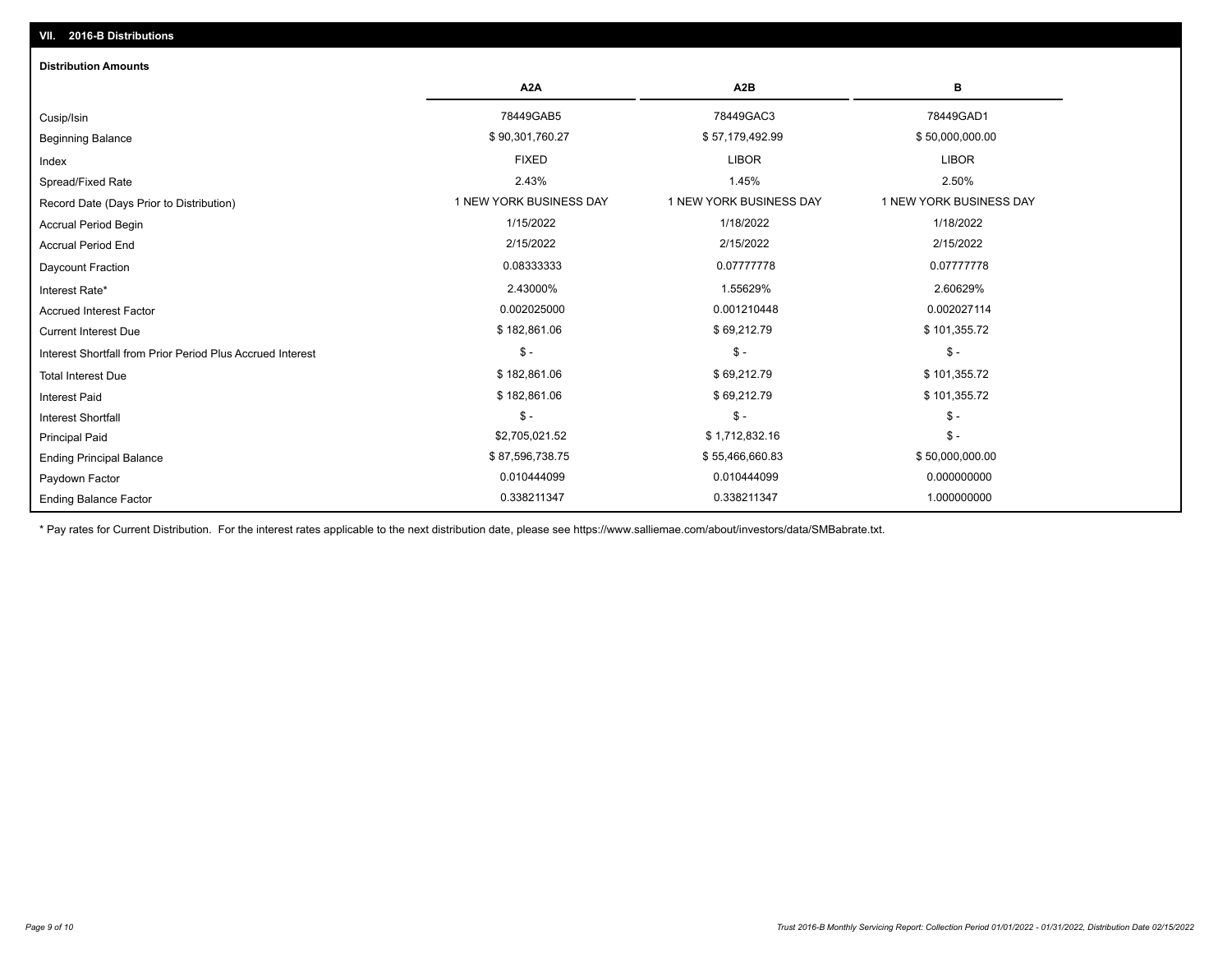## VII. 2016-B Distributions

### Distribution Amounts

| | A2A | A2B | B |
|---|---|---|---|
| Cusip/Isin | 78449GAB5 | 78449GAC3 | 78449GAD1 |
| Beginning Balance | $ 90,301,760.27 | $ 57,179,492.99 | $ 50,000,000.00 |
| Index | FIXED | LIBOR | LIBOR |
| Spread/Fixed Rate | 2.43% | 1.45% | 2.50% |
| Record Date (Days Prior to Distribution) | 1 NEW YORK BUSINESS DAY | 1 NEW YORK BUSINESS DAY | 1 NEW YORK BUSINESS DAY |
| Accrual Period Begin | 1/15/2022 | 1/18/2022 | 1/18/2022 |
| Accrual Period End | 2/15/2022 | 2/15/2022 | 2/15/2022 |
| Daycount Fraction | 0.08333333 | 0.07777778 | 0.07777778 |
| Interest Rate* | 2.43000% | 1.55629% | 2.60629% |
| Accrued Interest Factor | 0.002025000 | 0.001210448 | 0.002027114 |
| Current Interest Due | $ 182,861.06 | $ 69,212.79 | $ 101,355.72 |
| Interest Shortfall from Prior Period Plus Accrued Interest | $ - | $ - | $ - |
| Total Interest Due | $ 182,861.06 | $ 69,212.79 | $ 101,355.72 |
| Interest Paid | $ 182,861.06 | $ 69,212.79 | $ 101,355.72 |
| Interest Shortfall | $ - | $ - | $ - |
| Principal Paid | $2,705,021.52 | $ 1,712,832.16 | $ - |
| Ending Principal Balance | $ 87,596,738.75 | $ 55,466,660.83 | $ 50,000,000.00 |
| Paydown Factor | 0.010444099 | 0.010444099 | 0.000000000 |
| Ending Balance Factor | 0.338211347 | 0.338211347 | 1.000000000 |

* Pay rates for Current Distribution. For the interest rates applicable to the next distribution date, please see https://www.salliemae.com/about/investors/data/SMBabrate.txt.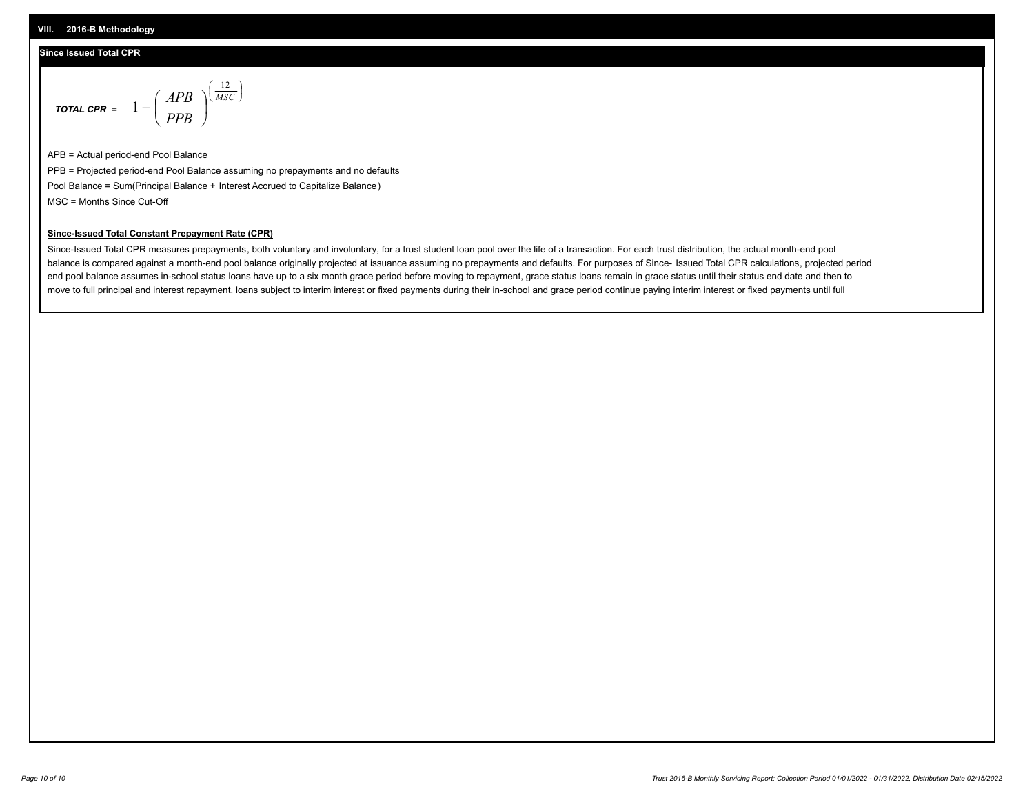## VIII. 2016-B Methodology

### Since Issued Total CPR

$$\textit{TOTAL CPR} = 1 - \left( \frac{APB}{PPB} \right)^{\left( \frac{12}{MSC} \right)}$$

APB = Actual period-end Pool Balance

PPB = Projected period-end Pool Balance assuming no prepayments and no defaults

Pool Balance = Sum(Principal Balance + Interest Accrued to Capitalize Balance)

MSC = Months Since Cut-Off

**Since-Issued Total Constant Prepayment Rate (CPR)**

Since-Issued Total CPR measures prepayments, both voluntary and involuntary, for a trust student loan pool over the life of a transaction. For each trust distribution, the actual month-end pool balance is compared against a month-end pool balance originally projected at issuance assuming no prepayments and defaults. For purposes of Since- Issued Total CPR calculations, projected period end pool balance assumes in-school status loans have up to a six month grace period before moving to repayment, grace status loans remain in grace status until their status end date and then to move to full principal and interest repayment, loans subject to interim interest or fixed payments during their in-school and grace period continue paying interim interest or fixed payments until full